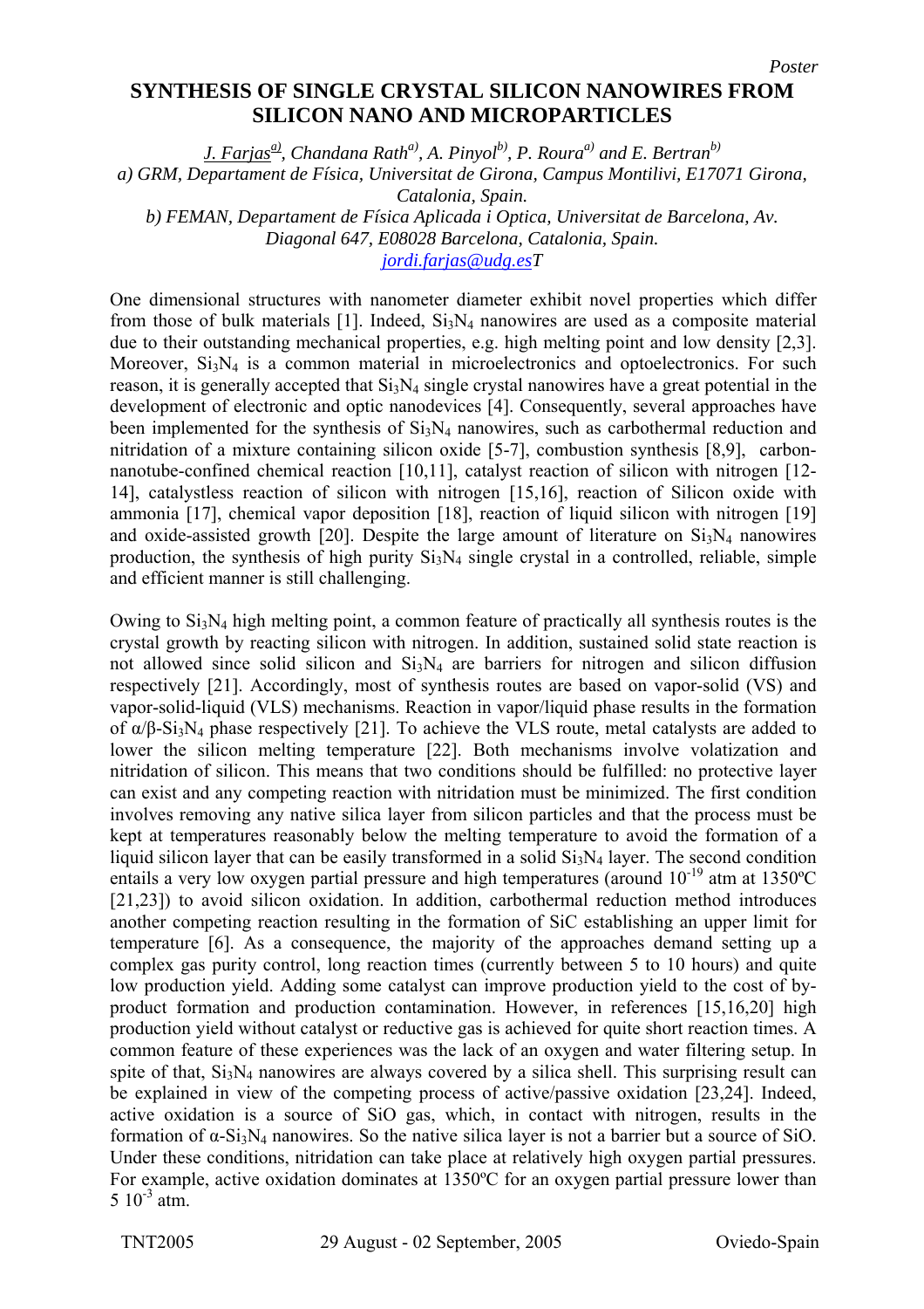*Poster*

# SYNTHESIS OF SINGLE CRYSTAL SILICON NANOWIRES FROM SILICON NANO AND MICROPARTICLES

*J. Farjas[a], Chandana Rath[a], A. Pinyol[b], P. Roura[a] and E. Bertran[b]*

*a) GRM, Departament de Física, Universitat de Girona, Campus Montilivi, E17071 Girona, Catalonia, Spain.*

*b) FEMAN, Departament de Física Aplicada i Optica, Universitat de Barcelona, Av. Diagonal 647, E08028 Barcelona, Catalonia, Spain.*

*jordi.farjas@udg.esT*

One dimensional structures with nanometer diameter exhibit novel properties which differ from those of bulk materials [1]. Indeed, $Si_3N_4$ nanowires are used as a composite material due to their outstanding mechanical properties, e.g. high melting point and low density [2,3]. Moreover, $Si_3N_4$ is a common material in microelectronics and optoelectronics. For such reason, it is generally accepted that $Si_3N_4$ single crystal nanowires have a great potential in the development of electronic and optic nanodevices [4]. Consequently, several approaches have been implemented for the synthesis of $Si_3N_4$ nanowires, such as carbothermal reduction and nitridation of a mixture containing silicon oxide [5-7], combustion synthesis [8,9], carbon-nanotube-confined chemical reaction [10,11], catalyst reaction of silicon with nitrogen [12-14], catalystless reaction of silicon with nitrogen [15,16], reaction of Silicon oxide with ammonia [17], chemical vapor deposition [18], reaction of liquid silicon with nitrogen [19] and oxide-assisted growth [20]. Despite the large amount of literature on $Si_3N_4$ nanowires production, the synthesis of high purity $Si_3N_4$ single crystal in a controlled, reliable, simple and efficient manner is still challenging.

Owing to $Si_3N_4$ high melting point, a common feature of practically all synthesis routes is the crystal growth by reacting silicon with nitrogen. In addition, sustained solid state reaction is not allowed since solid silicon and $Si_3N_4$ are barriers for nitrogen and silicon diffusion respectively [21]. Accordingly, most of synthesis routes are based on vapor-solid (VS) and vapor-solid-liquid (VLS) mechanisms. Reaction in vapor/liquid phase results in the formation of $\alpha/\beta$-$Si_3N_4$ phase respectively [21]. To achieve the VLS route, metal catalysts are added to lower the silicon melting temperature [22]. Both mechanisms involve volatization and nitridation of silicon. This means that two conditions should be fulfilled: no protective layer can exist and any competing reaction with nitridation must be minimized. The first condition involves removing any native silica layer from silicon particles and that the process must be kept at temperatures reasonably below the melting temperature to avoid the formation of a liquid silicon layer that can be easily transformed in a solid $Si_3N_4$ layer. The second condition entails a very low oxygen partial pressure and high temperatures (around $10^{-19}$ atm at 1350ºC [21,23]) to avoid silicon oxidation. In addition, carbothermal reduction method introduces another competing reaction resulting in the formation of SiC establishing an upper limit for temperature [6]. As a consequence, the majority of the approaches demand setting up a complex gas purity control, long reaction times (currently between 5 to 10 hours) and quite low production yield. Adding some catalyst can improve production yield to the cost of by-product formation and production contamination. However, in references [15,16,20] high production yield without catalyst or reductive gas is achieved for quite short reaction times. A common feature of these experiences was the lack of an oxygen and water filtering setup. In spite of that, $Si_3N_4$ nanowires are always covered by a silica shell. This surprising result can be explained in view of the competing process of active/passive oxidation [23,24]. Indeed, active oxidation is a source of SiO gas, which, in contact with nitrogen, results in the formation of $\alpha$-$Si_3N_4$ nanowires. So the native silica layer is not a barrier but a source of SiO. Under these conditions, nitridation can take place at relatively high oxygen partial pressures. For example, active oxidation dominates at 1350ºC for an oxygen partial pressure lower than $5\ 10^{-3}$ atm.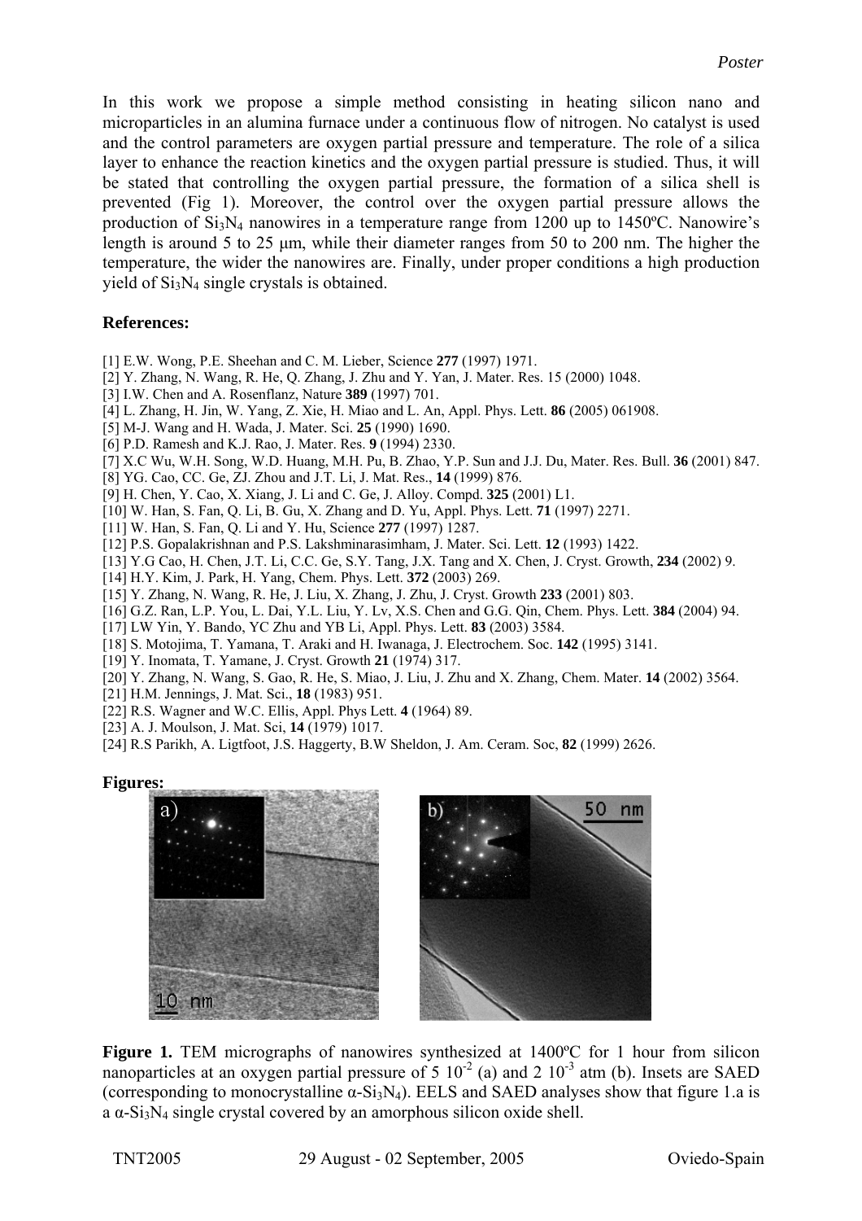In this work we propose a simple method consisting in heating silicon nano and microparticles in an alumina furnace under a continuous flow of nitrogen. No catalyst is used and the control parameters are oxygen partial pressure and temperature. The role of a silica layer to enhance the reaction kinetics and the oxygen partial pressure is studied. Thus, it will be stated that controlling the oxygen partial pressure, the formation of a silica shell is prevented (Fig 1). Moreover, the control over the oxygen partial pressure allows the production of $Si_3N_4$ nanowires in a temperature range from 1200 up to 1450ºC. Nanowire's length is around 5 to 25 μm, while their diameter ranges from 50 to 200 nm. The higher the temperature, the wider the nanowires are. Finally, under proper conditions a high production yield of $Si_3N_4$ single crystals is obtained.

**References:**

[1] E.W. Wong, P.E. Sheehan and C. M. Lieber, Science **277** (1997) 1971.
[2] Y. Zhang, N. Wang, R. He, Q. Zhang, J. Zhu and Y. Yan, J. Mater. Res. 15 (2000) 1048.
[3] I.W. Chen and A. Rosenflanz, Nature **389** (1997) 701.
[4] L. Zhang, H. Jin, W. Yang, Z. Xie, H. Miao and L. An, Appl. Phys. Lett. **86** (2005) 061908.
[5] M-J. Wang and H. Wada, J. Mater. Sci. **25** (1990) 1690.
[6] P.D. Ramesh and K.J. Rao, J. Mater. Res. **9** (1994) 2330.
[7] X.C Wu, W.H. Song, W.D. Huang, M.H. Pu, B. Zhao, Y.P. Sun and J.J. Du, Mater. Res. Bull. **36** (2001) 847.
[8] YG. Cao, CC. Ge, ZJ. Zhou and J.T. Li, J. Mat. Res., **14** (1999) 876.
[9] H. Chen, Y. Cao, X. Xiang, J. Li and C. Ge, J. Alloy. Compd. **325** (2001) L1.
[10] W. Han, S. Fan, Q. Li, B. Gu, X. Zhang and D. Yu, Appl. Phys. Lett. **71** (1997) 2271.
[11] W. Han, S. Fan, Q. Li and Y. Hu, Science **277** (1997) 1287.
[12] P.S. Gopalakrishnan and P.S. Lakshminarasimham, J. Mater. Sci. Lett. **12** (1993) 1422.
[13] Y.G Cao, H. Chen, J.T. Li, C.C. Ge, S.Y. Tang, J.X. Tang and X. Chen, J. Cryst. Growth, **234** (2002) 9.
[14] H.Y. Kim, J. Park, H. Yang, Chem. Phys. Lett. **372** (2003) 269.
[15] Y. Zhang, N. Wang, R. He, J. Liu, X. Zhang, J. Zhu, J. Cryst. Growth **233** (2001) 803.
[16] G.Z. Ran, L.P. You, L. Dai, Y.L. Liu, Y. Lv, X.S. Chen and G.G. Qin, Chem. Phys. Lett. **384** (2004) 94.
[17] LW Yin, Y. Bando, YC Zhu and YB Li, Appl. Phys. Lett. **83** (2003) 3584.
[18] S. Motojima, T. Yamana, T. Araki and H. Iwanaga, J. Electrochem. Soc. **142** (1995) 3141.
[19] Y. Inomata, T. Yamane, J. Cryst. Growth **21** (1974) 317.
[20] Y. Zhang, N. Wang, S. Gao, R. He, S. Miao, J. Liu, J. Zhu and X. Zhang, Chem. Mater. **14** (2002) 3564.
[21] H.M. Jennings, J. Mat. Sci., **18** (1983) 951.
[22] R.S. Wagner and W.C. Ellis, Appl. Phys Lett. **4** (1964) 89.
[23] A. J. Moulson, J. Mat. Sci, **14** (1979) 1017.
[24] R.S Parikh, A. Ligtfoot, J.S. Haggerty, B.W Sheldon, J. Am. Ceram. Soc, **82** (1999) 2626.

**Figures:**

a)

10 nm

b)

50 nm

**Figure 1.** TEM micrographs of nanowires synthesized at 1400ºC for 1 hour from silicon nanoparticles at an oxygen partial pressure of 5 $10^{-2}$ (a) and 2 $10^{-3}$ atm (b). Insets are SAED (corresponding to monocrystalline α-$Si_3N_4$). EELS and SAED analyses show that figure 1.a is a α-$Si_3N_4$ single crystal covered by an amorphous silicon oxide shell.